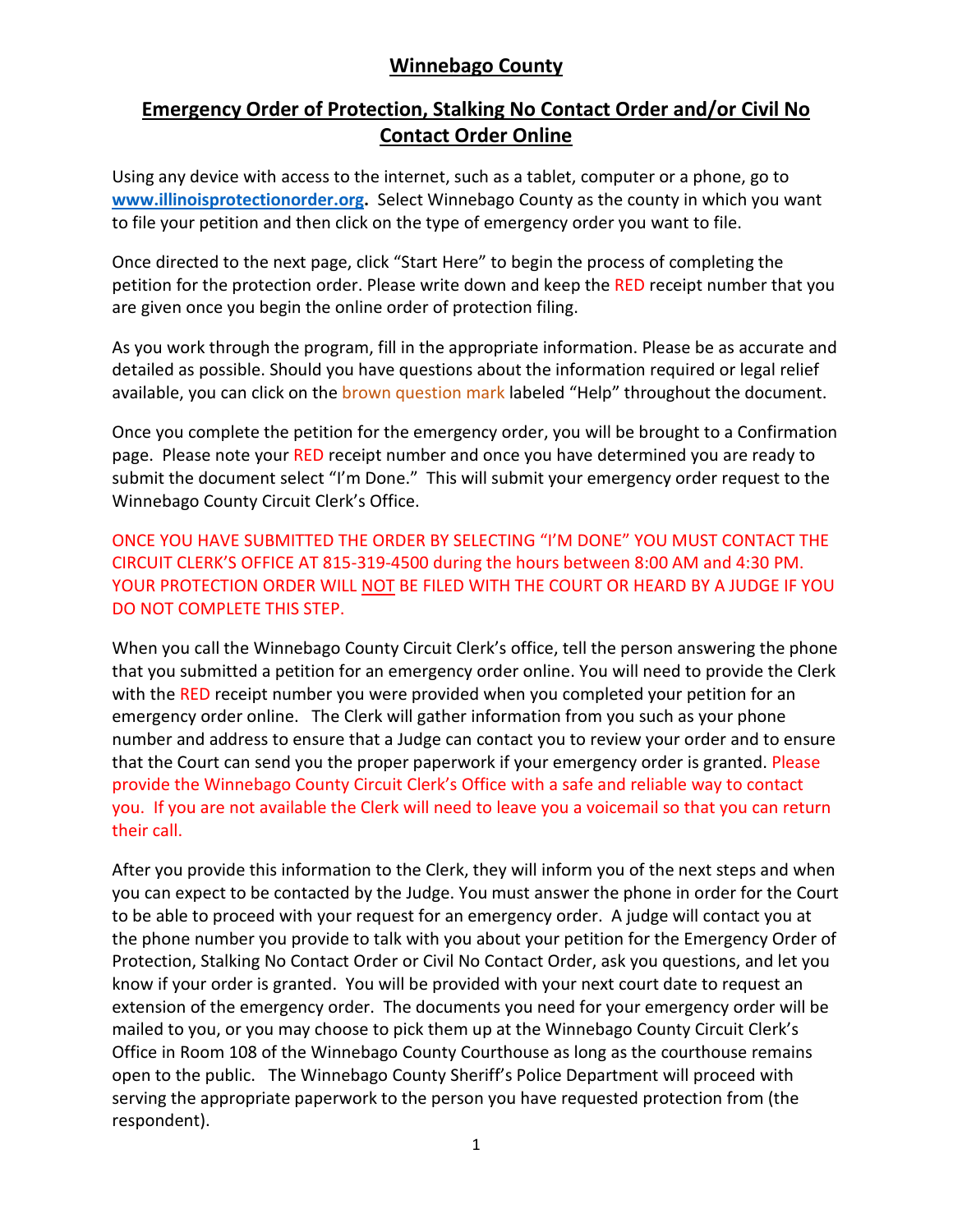# Winnebago County

## Emergency Order of Protection, Stalking No Contact Order and/or Civil No Contact Order Online

Using any device with access to the internet, such as a tablet, computer or a phone, go to **www.illinoisprotectionorder.org.** Select Winnebago County as the county in which you want to file your petition and then click on the type of emergency order you want to file.

Once directed to the next page, click "Start Here" to begin the process of completing the petition for the protection order. Please write down and keep the RED receipt number that you are given once you begin the online order of protection filing.

As you work through the program, fill in the appropriate information. Please be as accurate and detailed as possible. Should you have questions about the information required or legal relief available, you can click on the brown question mark labeled "Help" throughout the document.

Once you complete the petition for the emergency order, you will be brought to a Confirmation page. Please note your RED receipt number and once you have determined you are ready to submit the document select "I'm Done." This will submit your emergency order request to the Winnebago County Circuit Clerk's Office.

ONCE YOU HAVE SUBMITTED THE ORDER BY SELECTING "I'M DONE" YOU MUST CONTACT THE CIRCUIT CLERK'S OFFICE AT 815-319-4500 during the hours between 8:00 AM and 4:30 PM. YOUR PROTECTION ORDER WILL NOT BE FILED WITH THE COURT OR HEARD BY A JUDGE IF YOU DO NOT COMPLETE THIS STEP.

When you call the Winnebago County Circuit Clerk's office, tell the person answering the phone that you submitted a petition for an emergency order online. You will need to provide the Clerk with the RED receipt number you were provided when you completed your petition for an emergency order online. The Clerk will gather information from you such as your phone number and address to ensure that a Judge can contact you to review your order and to ensure that the Court can send you the proper paperwork if your emergency order is granted. Please provide the Winnebago County Circuit Clerk's Office with a safe and reliable way to contact you. If you are not available the Clerk will need to leave you a voicemail so that you can return their call.

After you provide this information to the Clerk, they will inform you of the next steps and when you can expect to be contacted by the Judge. You must answer the phone in order for the Court to be able to proceed with your request for an emergency order. A judge will contact you at the phone number you provide to talk with you about your petition for the Emergency Order of Protection, Stalking No Contact Order or Civil No Contact Order, ask you questions, and let you know if your order is granted. You will be provided with your next court date to request an extension of the emergency order. The documents you need for your emergency order will be mailed to you, or you may choose to pick them up at the Winnebago County Circuit Clerk's Office in Room 108 of the Winnebago County Courthouse as long as the courthouse remains open to the public. The Winnebago County Sheriff's Police Department will proceed with serving the appropriate paperwork to the person you have requested protection from (the respondent).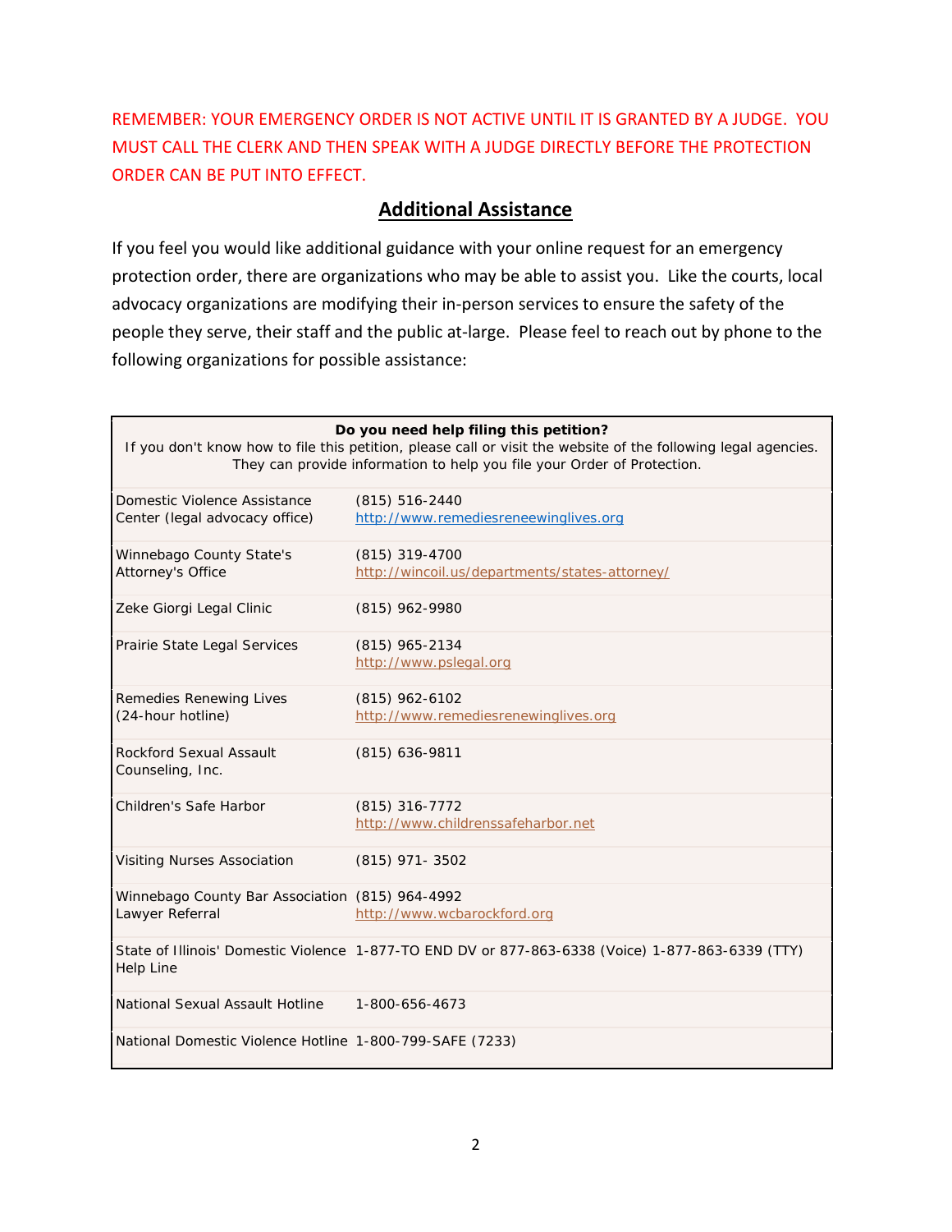REMEMBER: YOUR EMERGENCY ORDER IS NOT ACTIVE UNTIL IT IS GRANTED BY A JUDGE. YOU MUST CALL THE CLERK AND THEN SPEAK WITH A JUDGE DIRECTLY BEFORE THE PROTECTION ORDER CAN BE PUT INTO EFFECT.

## Additional Assistance

If you feel you would like additional guidance with your online request for an emergency protection order, there are organizations who may be able to assist you. Like the courts, local advocacy organizations are modifying their in-person services to ensure the safety of the people they serve, their staff and the public at-large. Please feel to reach out by phone to the following organizations for possible assistance:

| **Do you need help filing this petition?** If you don't know how to file this petition, please call or visit the website of the following legal agencies. They can provide information to help you file your Order of Protection. | |
|---|---|
| Domestic Violence Assistance Center (legal advocacy office) | (815) 516-2440 http://www.remediesreneewinglives.org |
| Winnebago County State's Attorney's Office | (815) 319-4700 http://wincoil.us/departments/states-attorney/ |
| Zeke Giorgi Legal Clinic | (815) 962-9980 |
| Prairie State Legal Services | (815) 965-2134 http://www.pslegal.org |
| Remedies Renewing Lives (24-hour hotline) | (815) 962-6102 http://www.remediesrenewinglives.org |
| Rockford Sexual Assault Counseling, Inc. | (815) 636-9811 |
| Children's Safe Harbor | (815) 316-7772 http://www.childrenssafeharbor.net |
| Visiting Nurses Association | (815) 971- 3502 |
| Winnebago County Bar Association Lawyer Referral | (815) 964-4992 http://www.wcbarockford.org |
| State of Illinois' Domestic Violence Help Line | 1-877-TO END DV or 877-863-6338 (Voice) 1-877-863-6339 (TTY) |
| National Sexual Assault Hotline | 1-800-656-4673 |
| National Domestic Violence Hotline | 1-800-799-SAFE (7233) |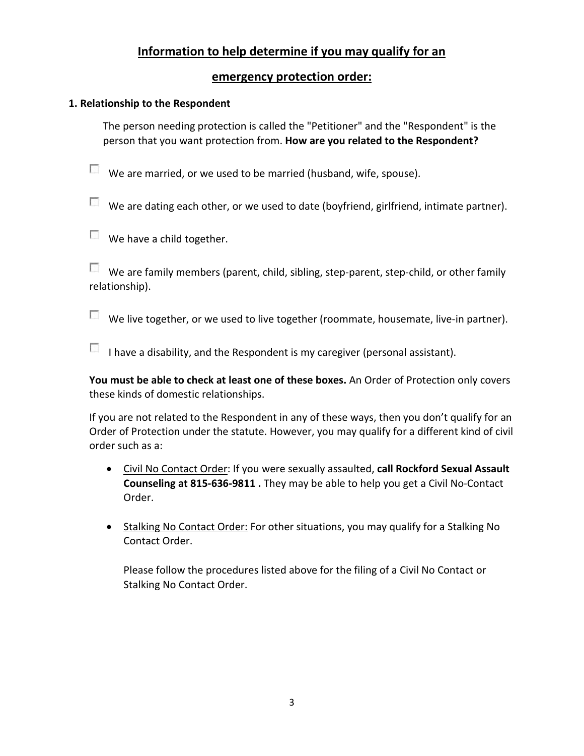## Information to help determine if you may qualify for an emergency protection order:

### 1. Relationship to the Respondent

The person needing protection is called the "Petitioner" and the "Respondent" is the person that you want protection from. **How are you related to the Respondent?**

- [ ] We are married, or we used to be married (husband, wife, spouse).
- [ ] We are dating each other, or we used to date (boyfriend, girlfriend, intimate partner).
- [ ] We have a child together.
- [ ] We are family members (parent, child, sibling, step-parent, step-child, or other family relationship).
- [ ] We live together, or we used to live together (roommate, housemate, live-in partner).
- [ ] I have a disability, and the Respondent is my caregiver (personal assistant).

**You must be able to check at least one of these boxes.** An Order of Protection only covers these kinds of domestic relationships.

If you are not related to the Respondent in any of these ways, then you don't qualify for an Order of Protection under the statute. However, you may qualify for a different kind of civil order such as a:

- Civil No Contact Order: If you were sexually assaulted, **call Rockford Sexual Assault Counseling at 815-636-9811 .** They may be able to help you get a Civil No-Contact Order.
- Stalking No Contact Order: For other situations, you may qualify for a Stalking No Contact Order.

  Please follow the procedures listed above for the filing of a Civil No Contact or Stalking No Contact Order.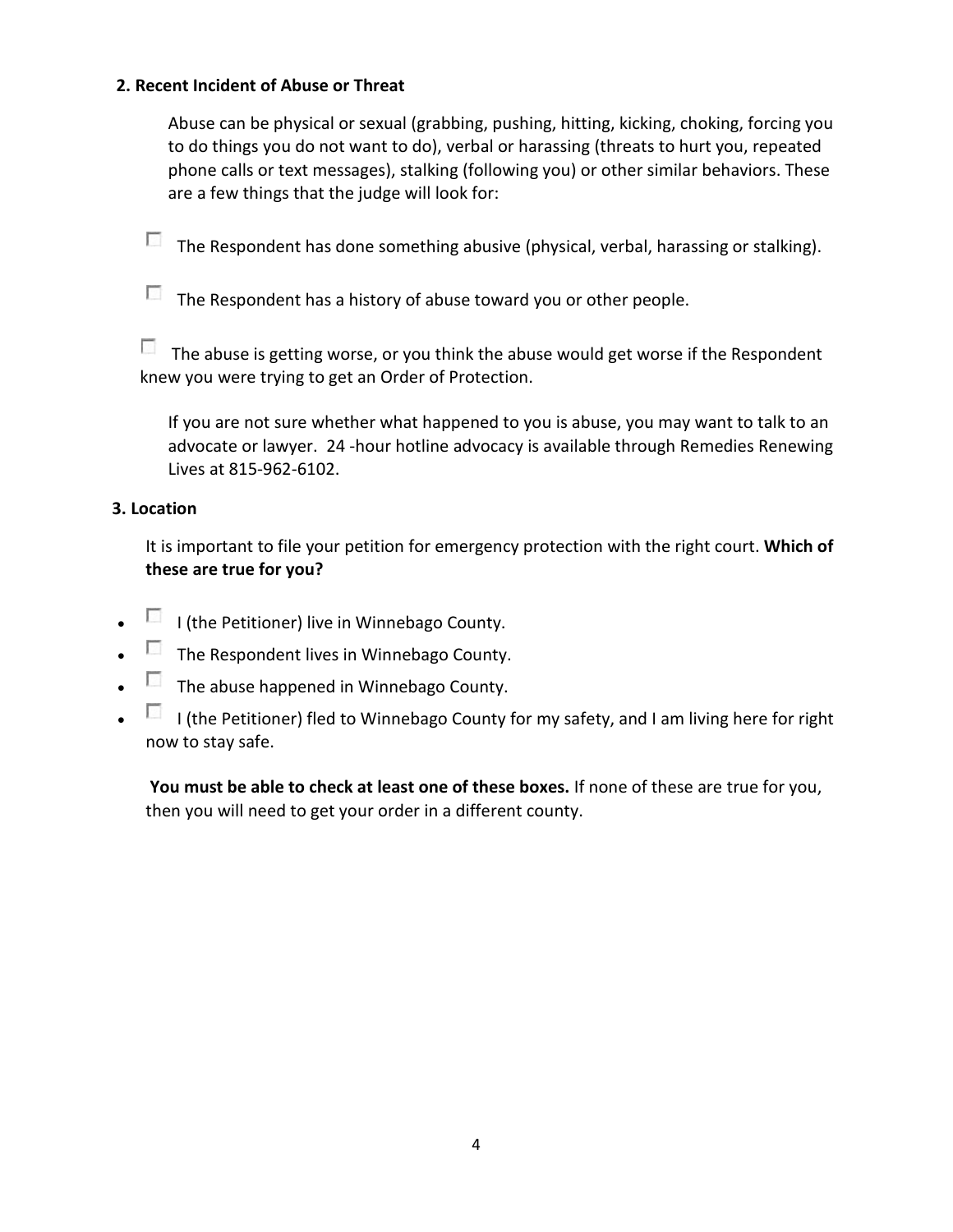**2. Recent Incident of Abuse or Threat**

Abuse can be physical or sexual (grabbing, pushing, hitting, kicking, choking, forcing you to do things you do not want to do), verbal or harassing (threats to hurt you, repeated phone calls or text messages), stalking (following you) or other similar behaviors. These are a few things that the judge will look for:

☐ The Respondent has done something abusive (physical, verbal, harassing or stalking).

☐ The Respondent has a history of abuse toward you or other people.

☐ The abuse is getting worse, or you think the abuse would get worse if the Respondent knew you were trying to get an Order of Protection.

If you are not sure whether what happened to you is abuse, you may want to talk to an advocate or lawyer. 24 -hour hotline advocacy is available through Remedies Renewing Lives at 815-962-6102.

**3. Location**

It is important to file your petition for emergency protection with the right court. **Which of these are true for you?**

- ☐ I (the Petitioner) live in Winnebago County.
- ☐ The Respondent lives in Winnebago County.
- ☐ The abuse happened in Winnebago County.
- ☐ I (the Petitioner) fled to Winnebago County for my safety, and I am living here for right now to stay safe.

**You must be able to check at least one of these boxes.** If none of these are true for you, then you will need to get your order in a different county.